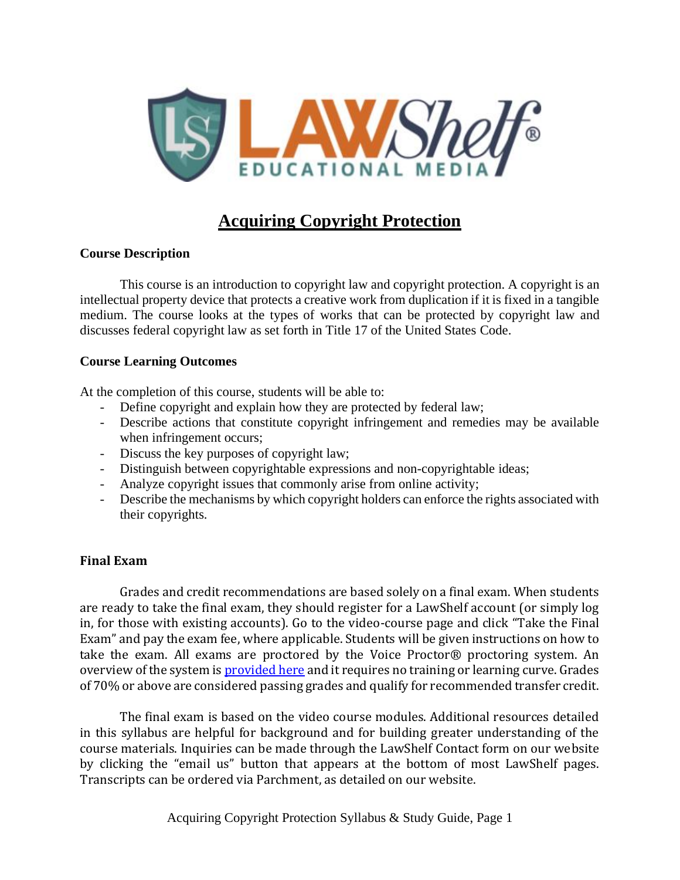# Acquiring Copyright Protection

**Course Description**

This course is an introduction to copyright law and copyright protection. A copyright is an intellectual property device that protects a creative work from duplication if it is fixed in a tangible medium. The course looks at the types of works that can be protected by copyright law and discusses federal copyright law as set forth in Title 17 of the United States Code.

**Course Learning Outcomes**

At the completion of this course, students will be able to:

- Define copyright and explain how they are protected by federal law;
- Describe actions that constitute copyright infringement and remedies may be available when infringement occurs;
- Discuss the key purposes of copyright law;
- Distinguish between copyrightable expressions and non-copyrightable ideas;
- Analyze copyright issues that commonly arise from online activity;
- Describe the mechanisms by which copyright holders can enforce the rights associated with their copyrights.

**Final Exam**

Grades and credit recommendations are based solely on a final exam. When students are ready to take the final exam, they should register for a LawShelf account (or simply log in, for those with existing accounts). Go to the video-course page and click "Take the Final Exam" and pay the exam fee, where applicable. Students will be given instructions on how to take the exam. All exams are proctored by the Voice Proctor® proctoring system. An overview of the system is provided here and it requires no training or learning curve. Grades of 70% or above are considered passing grades and qualify for recommended transfer credit.

The final exam is based on the video course modules. Additional resources detailed in this syllabus are helpful for background and for building greater understanding of the course materials. Inquiries can be made through the LawShelf Contact form on our website by clicking the "email us" button that appears at the bottom of most LawShelf pages. Transcripts can be ordered via Parchment, as detailed on our website.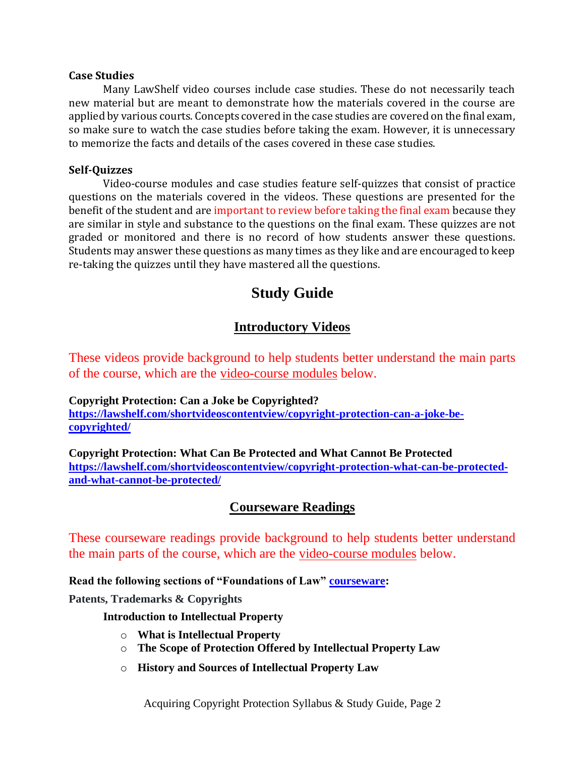**Case Studies**

Many LawShelf video courses include case studies. These do not necessarily teach new material but are meant to demonstrate how the materials covered in the course are applied by various courts. Concepts covered in the case studies are covered on the final exam, so make sure to watch the case studies before taking the exam. However, it is unnecessary to memorize the facts and details of the cases covered in these case studies.

**Self-Quizzes**

Video-course modules and case studies feature self-quizzes that consist of practice questions on the materials covered in the videos. These questions are presented for the benefit of the student and are important to review before taking the final exam because they are similar in style and substance to the questions on the final exam. These quizzes are not graded or monitored and there is no record of how students answer these questions. Students may answer these questions as many times as they like and are encouraged to keep re-taking the quizzes until they have mastered all the questions.

# Study Guide

## Introductory Videos

These videos provide background to help students better understand the main parts of the course, which are the video-course modules below.

**Copyright Protection: Can a Joke be Copyrighted?**
**https://lawshelf.com/shortvideoscontentview/copyright-protection-can-a-joke-be-copyrighted/**

**Copyright Protection: What Can Be Protected and What Cannot Be Protected**
**https://lawshelf.com/shortvideoscontentview/copyright-protection-what-can-be-protected-and-what-cannot-be-protected/**

## Courseware Readings

These courseware readings provide background to help students better understand the main parts of the course, which are the video-course modules below.

**Read the following sections of "Foundations of Law" courseware:**

**Patents, Trademarks & Copyrights**

**Introduction to Intellectual Property**

- **What is Intellectual Property**
- **The Scope of Protection Offered by Intellectual Property Law**
- **History and Sources of Intellectual Property Law**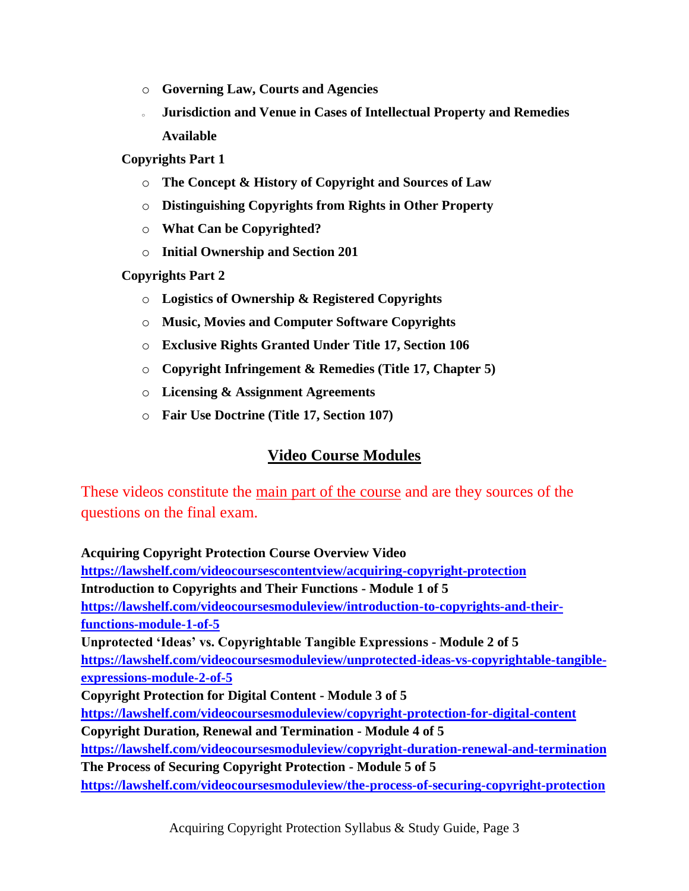- **Governing Law, Courts and Agencies**
- **Jurisdiction and Venue in Cases of Intellectual Property and Remedies Available**

**Copyrights Part 1**

- **The Concept & History of Copyright and Sources of Law**
- **Distinguishing Copyrights from Rights in Other Property**
- **What Can be Copyrighted?**
- **Initial Ownership and Section 201**

**Copyrights Part 2**

- **Logistics of Ownership & Registered Copyrights**
- **Music, Movies and Computer Software Copyrights**
- **Exclusive Rights Granted Under Title 17, Section 106**
- **Copyright Infringement & Remedies (Title 17, Chapter 5)**
- **Licensing & Assignment Agreements**
- **Fair Use Doctrine (Title 17, Section 107)**

## Video Course Modules

These videos constitute the main part of the course and are they sources of the questions on the final exam.

**Acquiring Copyright Protection Course Overview Video**
**https://lawshelf.com/videocoursescontentview/acquiring-copyright-protection**
**Introduction to Copyrights and Their Functions - Module 1 of 5**
**https://lawshelf.com/videocoursesmoduleview/introduction-to-copyrights-and-their-functions-module-1-of-5**
**Unprotected 'Ideas' vs. Copyrightable Tangible Expressions - Module 2 of 5**
**https://lawshelf.com/videocoursesmoduleview/unprotected-ideas-vs-copyrightable-tangible-expressions-module-2-of-5**
**Copyright Protection for Digital Content - Module 3 of 5**
**https://lawshelf.com/videocoursesmoduleview/copyright-protection-for-digital-content**
**Copyright Duration, Renewal and Termination - Module 4 of 5**
**https://lawshelf.com/videocoursesmoduleview/copyright-duration-renewal-and-termination**
**The Process of Securing Copyright Protection - Module 5 of 5**
**https://lawshelf.com/videocoursesmoduleview/the-process-of-securing-copyright-protection**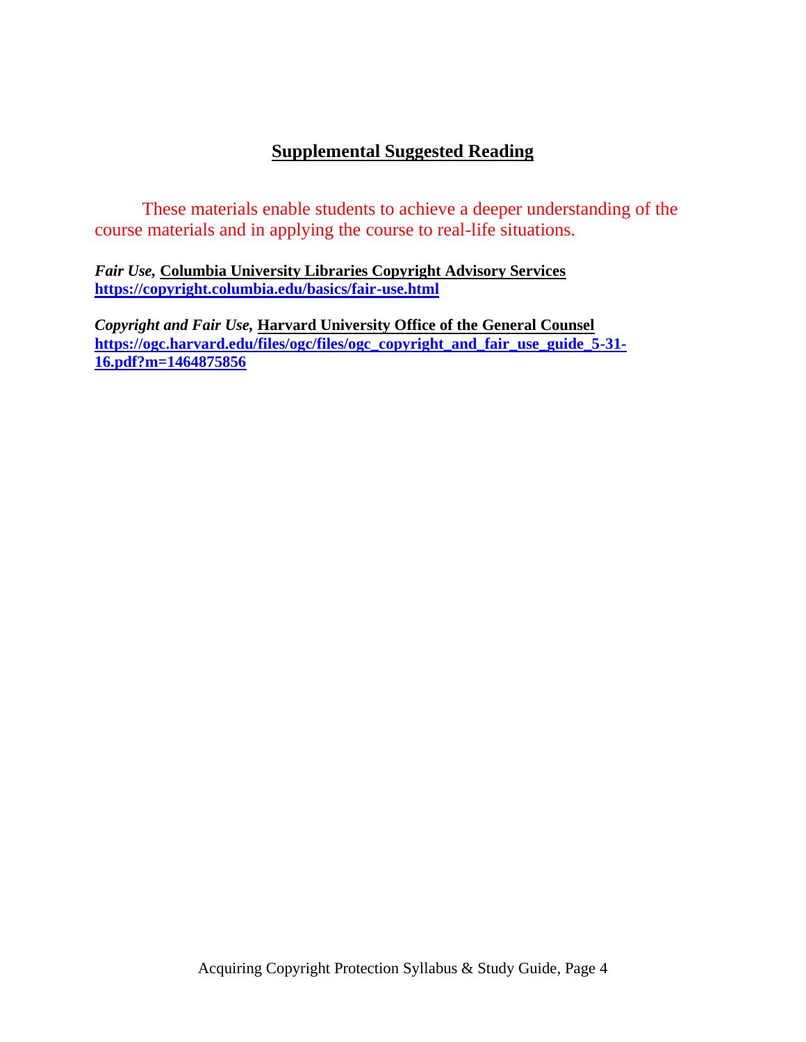## Supplemental Suggested Reading

These materials enable students to achieve a deeper understanding of the course materials and in applying the course to real-life situations.

***Fair Use,*** **Columbia University Libraries Copyright Advisory Services**
**https://copyright.columbia.edu/basics/fair-use.html**

***Copyright and Fair Use,*** **Harvard University Office of the General Counsel**
**https://ogc.harvard.edu/files/ogc/files/ogc_copyright_and_fair_use_guide_5-31-16.pdf?m=1464875856**